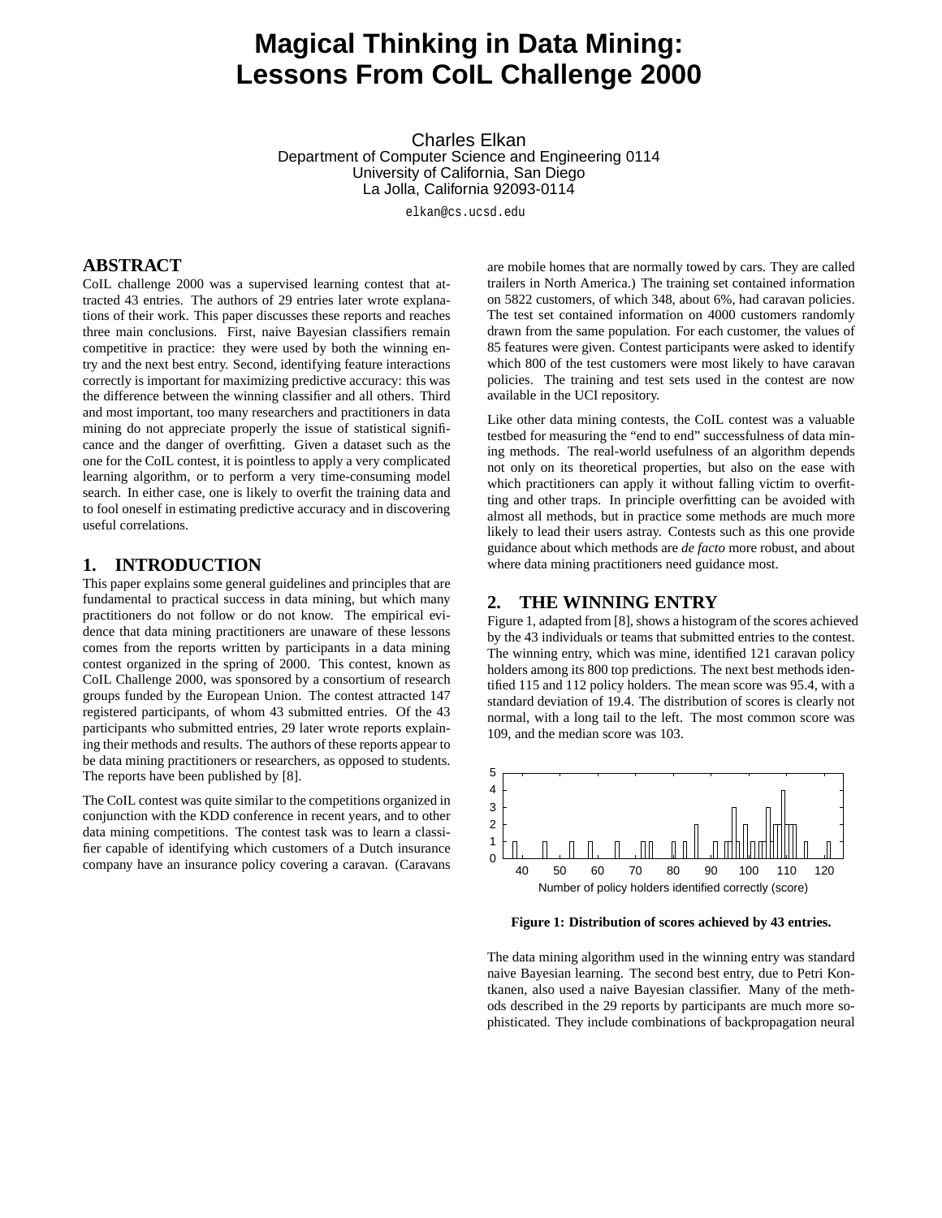# Magical Thinking in Data Mining: Lessons From CoIL Challenge 2000

Charles Elkan
Department of Computer Science and Engineering 0114
University of California, San Diego
La Jolla, California 92093-0114

elkan@cs.ucsd.edu

## ABSTRACT

CoIL challenge 2000 was a supervised learning contest that attracted 43 entries. The authors of 29 entries later wrote explanations of their work. This paper discusses these reports and reaches three main conclusions. First, naive Bayesian classifiers remain competitive in practice: they were used by both the winning entry and the next best entry. Second, identifying feature interactions correctly is important for maximizing predictive accuracy: this was the difference between the winning classifier and all others. Third and most important, too many researchers and practitioners in data mining do not appreciate properly the issue of statistical significance and the danger of overfitting. Given a dataset such as the one for the CoIL contest, it is pointless to apply a very complicated learning algorithm, or to perform a very time-consuming model search. In either case, one is likely to overfit the training data and to fool oneself in estimating predictive accuracy and in discovering useful correlations.

## 1. INTRODUCTION

This paper explains some general guidelines and principles that are fundamental to practical success in data mining, but which many practitioners do not follow or do not know. The empirical evidence that data mining practitioners are unaware of these lessons comes from the reports written by participants in a data mining contest organized in the spring of 2000. This contest, known as CoIL Challenge 2000, was sponsored by a consortium of research groups funded by the European Union. The contest attracted 147 registered participants, of whom 43 submitted entries. Of the 43 participants who submitted entries, 29 later wrote reports explaining their methods and results. The authors of these reports appear to be data mining practitioners or researchers, as opposed to students. The reports have been published by [8].

The CoIL contest was quite similar to the competitions organized in conjunction with the KDD conference in recent years, and to other data mining competitions. The contest task was to learn a classifier capable of identifying which customers of a Dutch insurance company have an insurance policy covering a caravan. (Caravans are mobile homes that are normally towed by cars. They are called trailers in North America.) The training set contained information on 5822 customers, of which 348, about 6%, had caravan policies. The test set contained information on 4000 customers randomly drawn from the same population. For each customer, the values of 85 features were given. Contest participants were asked to identify which 800 of the test customers were most likely to have caravan policies. The training and test sets used in the contest are now available in the UCI repository.

Like other data mining contests, the CoIL contest was a valuable testbed for measuring the "end to end" successfulness of data mining methods. The real-world usefulness of an algorithm depends not only on its theoretical properties, but also on the ease with which practitioners can apply it without falling victim to overfitting and other traps. In principle overfitting can be avoided with almost all methods, but in practice some methods are much more likely to lead their users astray. Contests such as this one provide guidance about which methods are *de facto* more robust, and about where data mining practitioners need guidance most.

## 2. THE WINNING ENTRY

Figure 1, adapted from [8], shows a histogram of the scores achieved by the 43 individuals or teams that submitted entries to the contest. The winning entry, which was mine, identified 121 caravan policy holders among its 800 top predictions. The next best methods identified 115 and 112 policy holders. The mean score was 95.4, with a standard deviation of 19.4. The distribution of scores is clearly not normal, with a long tail to the left. The most common score was 109, and the median score was 103.

**Figure 1: Distribution of scores achieved by 43 entries.**

The data mining algorithm used in the winning entry was standard naive Bayesian learning. The second best entry, due to Petri Kontkanen, also used a naive Bayesian classifier. Many of the methods described in the 29 reports by participants are much more sophisticated. They include combinations of backpropagation neural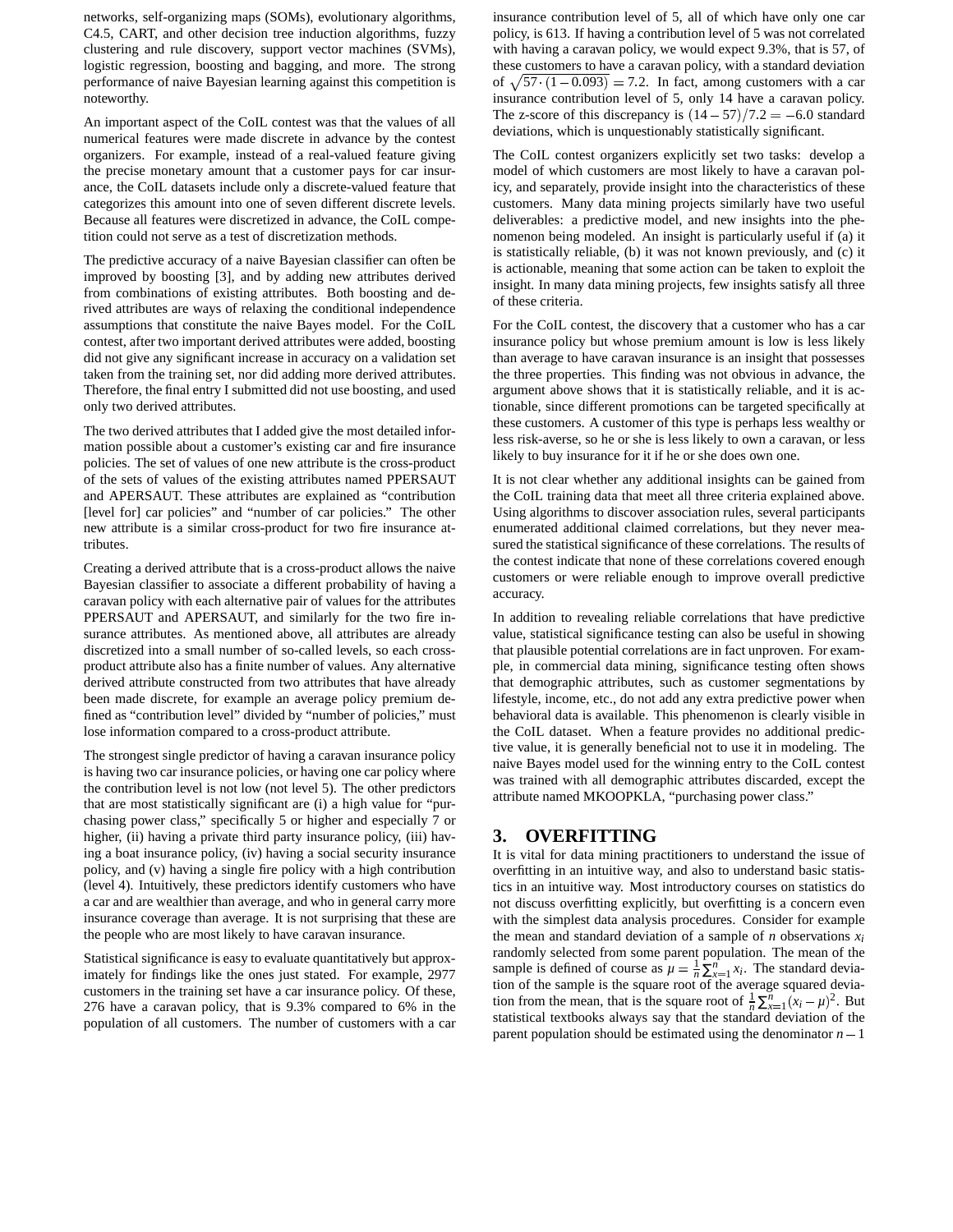networks, self-organizing maps (SOMs), evolutionary algorithms, C4.5, CART, and other decision tree induction algorithms, fuzzy clustering and rule discovery, support vector machines (SVMs), logistic regression, boosting and bagging, and more. The strong performance of naive Bayesian learning against this competition is noteworthy.

An important aspect of the CoIL contest was that the values of all numerical features were made discrete in advance by the contest organizers. For example, instead of a real-valued feature giving the precise monetary amount that a customer pays for car insurance, the CoIL datasets include only a discrete-valued feature that categorizes this amount into one of seven different discrete levels. Because all features were discretized in advance, the CoIL competition could not serve as a test of discretization methods.

The predictive accuracy of a naive Bayesian classifier can often be improved by boosting [3], and by adding new attributes derived from combinations of existing attributes. Both boosting and derived attributes are ways of relaxing the conditional independence assumptions that constitute the naive Bayes model. For the CoIL contest, after two important derived attributes were added, boosting did not give any significant increase in accuracy on a validation set taken from the training set, nor did adding more derived attributes. Therefore, the final entry I submitted did not use boosting, and used only two derived attributes.

The two derived attributes that I added give the most detailed information possible about a customer's existing car and fire insurance policies. The set of values of one new attribute is the cross-product of the sets of values of the existing attributes named PPERSAUT and APERSAUT. These attributes are explained as "contribution [level for] car policies" and "number of car policies." The other new attribute is a similar cross-product for two fire insurance attributes.

Creating a derived attribute that is a cross-product allows the naive Bayesian classifier to associate a different probability of having a caravan policy with each alternative pair of values for the attributes PPERSAUT and APERSAUT, and similarly for the two fire insurance attributes. As mentioned above, all attributes are already discretized into a small number of so-called levels, so each cross-product attribute also has a finite number of values. Any alternative derived attribute constructed from two attributes that have already been made discrete, for example an average policy premium defined as "contribution level" divided by "number of policies," must lose information compared to a cross-product attribute.

The strongest single predictor of having a caravan insurance policy is having two car insurance policies, or having one car policy where the contribution level is not low (not level 5). The other predictors that are most statistically significant are (i) a high value for "purchasing power class," specifically 5 or higher and especially 7 or higher, (ii) having a private third party insurance policy, (iii) having a boat insurance policy, (iv) having a social security insurance policy, and (v) having a single fire policy with a high contribution (level 4). Intuitively, these predictors identify customers who have a car and are wealthier than average, and who in general carry more insurance coverage than average. It is not surprising that these are the people who are most likely to have caravan insurance.

Statistical significance is easy to evaluate quantitatively but approximately for findings like the ones just stated. For example, 2977 customers in the training set have a car insurance policy. Of these, 276 have a caravan policy, that is 9.3% compared to 6% in the population of all customers. The number of customers with a car insurance contribution level of 5, all of which have only one car policy, is 613. If having a contribution level of 5 was not correlated with having a caravan policy, we would expect 9.3%, that is 57, of these customers to have a caravan policy, with a standard deviation of $\sqrt{57 \cdot (1 - 0.093)} = 7.2$. In fact, among customers with a car insurance contribution level of 5, only 14 have a caravan policy. The z-score of this discrepancy is $(14 - 57)/7.2 = -6.0$ standard deviations, which is unquestionably statistically significant.

The CoIL contest organizers explicitly set two tasks: develop a model of which customers are most likely to have a caravan policy, and separately, provide insight into the characteristics of these customers. Many data mining projects similarly have two useful deliverables: a predictive model, and new insights into the phenomenon being modeled. An insight is particularly useful if (a) it is statistically reliable, (b) it was not known previously, and (c) it is actionable, meaning that some action can be taken to exploit the insight. In many data mining projects, few insights satisfy all three of these criteria.

For the CoIL contest, the discovery that a customer who has a car insurance policy but whose premium amount is low is less likely than average to have caravan insurance is an insight that possesses the three properties. This finding was not obvious in advance, the argument above shows that it is statistically reliable, and it is actionable, since different promotions can be targeted specifically at these customers. A customer of this type is perhaps less wealthy or less risk-averse, so he or she is less likely to own a caravan, or less likely to buy insurance for it if he or she does own one.

It is not clear whether any additional insights can be gained from the CoIL training data that meet all three criteria explained above. Using algorithms to discover association rules, several participants enumerated additional claimed correlations, but they never measured the statistical significance of these correlations. The results of the contest indicate that none of these correlations covered enough customers or were reliable enough to improve overall predictive accuracy.

In addition to revealing reliable correlations that have predictive value, statistical significance testing can also be useful in showing that plausible potential correlations are in fact unproven. For example, in commercial data mining, significance testing often shows that demographic attributes, such as customer segmentations by lifestyle, income, etc., do not add any extra predictive power when behavioral data is available. This phenomenon is clearly visible in the CoIL dataset. When a feature provides no additional predictive value, it is generally beneficial not to use it in modeling. The naive Bayes model used for the winning entry to the CoIL contest was trained with all demographic attributes discarded, except the attribute named MKOOPKLA, "purchasing power class."

## 3. OVERFITTING

It is vital for data mining practitioners to understand the issue of overfitting in an intuitive way, and also to understand basic statistics in an intuitive way. Most introductory courses on statistics do not discuss overfitting explicitly, but overfitting is a concern even with the simplest data analysis procedures. Consider for example the mean and standard deviation of a sample of $n$ observations $x_i$ randomly selected from some parent population. The mean of the sample is defined of course as $\mu = \frac{1}{n}\sum_{x=1}^{n} x_i$. The standard deviation of the sample is the square root of the average squared deviation from the mean, that is the square root of $\frac{1}{n}\sum_{x=1}^{n}(x_i - \mu)^2$. But statistical textbooks always say that the standard deviation of the parent population should be estimated using the denominator $n - 1$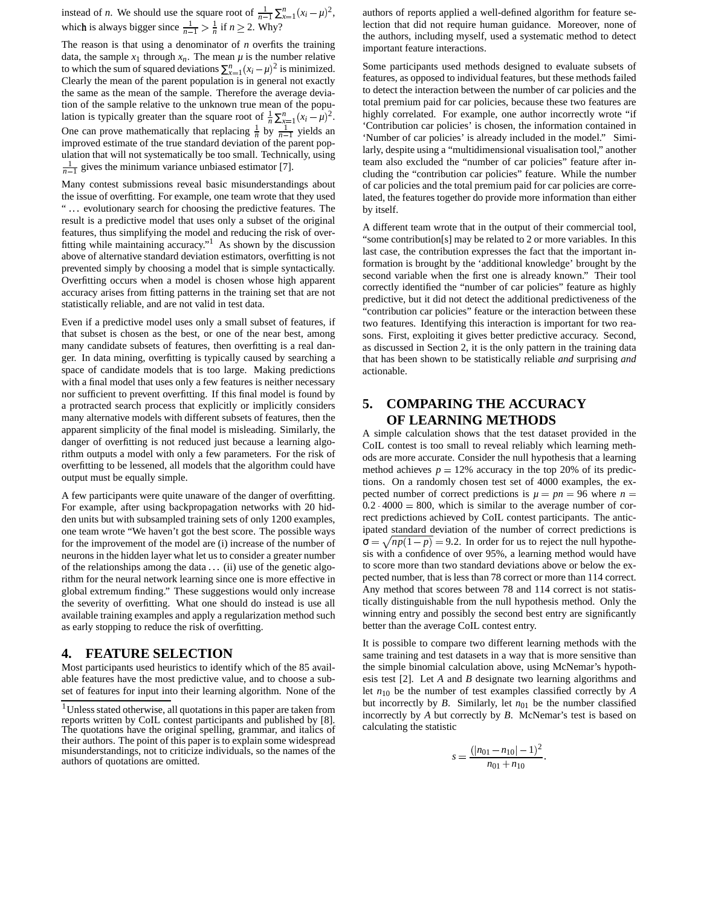instead of $n$. We should use the square root of $\frac{1}{n-1}\sum_{x=1}^{n}(x_i-\mu)^2$, which is always bigger since $\frac{1}{n-1} > \frac{1}{n}$ if $n \geq 2$. Why?

The reason is that using a denominator of $n$ overfits the training data, the sample $x_1$ through $x_n$. The mean $\mu$ is the number relative to which the sum of squared deviations $\sum_{x=1}^{n}(x_i-\mu)^2$ is minimized. Clearly the mean of the parent population is in general not exactly the same as the mean of the sample. Therefore the average deviation of the sample relative to the unknown true mean of the population is typically greater than the square root of $\frac{1}{n}\sum_{x=1}^{n}(x_i-\mu)^2$. One can prove mathematically that replacing $\frac{1}{n}$ by $\frac{1}{n-1}$ yields an improved estimate of the true standard deviation of the parent population that will not systematically be too small. Technically, using $\frac{1}{n-1}$ gives the minimum variance unbiased estimator [7].

Many contest submissions reveal basic misunderstandings about the issue of overfitting. For example, one team wrote that they used "... evolutionary search for choosing the predictive features. The result is a predictive model that uses only a subset of the original features, thus simplifying the model and reducing the risk of overfitting while maintaining accuracy."[1] As shown by the discussion above of alternative standard deviation estimators, overfitting is not prevented simply by choosing a model that is simple syntactically. Overfitting occurs when a model is chosen whose high apparent accuracy arises from fitting patterns in the training set that are not statistically reliable, and are not valid in test data.

Even if a predictive model uses only a small subset of features, if that subset is chosen as the best, or one of the near best, among many candidate subsets of features, then overfitting is a real danger. In data mining, overfitting is typically caused by searching a space of candidate models that is too large. Making predictions with a final model that uses only a few features is neither necessary nor sufficient to prevent overfitting. If this final model is found by a protracted search process that explicitly or implicitly considers many alternative models with different subsets of features, then the apparent simplicity of the final model is misleading. Similarly, the danger of overfitting is not reduced just because a learning algorithm outputs a model with only a few parameters. For the risk of overfitting to be lessened, all models that the algorithm could have output must be equally simple.

A few participants were quite unaware of the danger of overfitting. For example, after using backpropagation networks with 20 hidden units but with subsampled training sets of only 1200 examples, one team wrote "We haven't got the best score. The possible ways for the improvement of the model are (i) increase of the number of neurons in the hidden layer what let us to consider a greater number of the relationships among the data ... (ii) use of the genetic algorithm for the neural network learning since one is more effective in global extremum finding." These suggestions would only increase the severity of overfitting. What one should do instead is use all available training examples and apply a regularization method such as early stopping to reduce the risk of overfitting.

## 4. FEATURE SELECTION

Most participants used heuristics to identify which of the 85 available features have the most predictive value, and to choose a subset of features for input into their learning algorithm. None of the authors of reports applied a well-defined algorithm for feature selection that did not require human guidance. Moreover, none of the authors, including myself, used a systematic method to detect important feature interactions.

Some participants used methods designed to evaluate subsets of features, as opposed to individual features, but these methods failed to detect the interaction between the number of car policies and the total premium paid for car policies, because these two features are highly correlated. For example, one author incorrectly wrote "if 'Contribution car policies' is chosen, the information contained in 'Number of car policies' is already included in the model." Similarly, despite using a "multidimensional visualisation tool," another team also excluded the "number of car policies" feature after including the "contribution car policies" feature. While the number of car policies and the total premium paid for car policies are correlated, the features together do provide more information than either by itself.

A different team wrote that in the output of their commercial tool, "some contribution[s] may be related to 2 or more variables. In this last case, the contribution expresses the fact that the important information is brought by the 'additional knowledge' brought by the second variable when the first one is already known." Their tool correctly identified the "number of car policies" feature as highly predictive, but it did not detect the additional predictiveness of the "contribution car policies" feature or the interaction between these two features. Identifying this interaction is important for two reasons. First, exploiting it gives better predictive accuracy. Second, as discussed in Section 2, it is the only pattern in the training data that has been shown to be statistically reliable *and* surprising *and* actionable.

## 5. COMPARING THE ACCURACY OF LEARNING METHODS

A simple calculation shows that the test dataset provided in the CoIL contest is too small to reveal reliably which learning methods are more accurate. Consider the null hypothesis that a learning method achieves $p = 12\%$ accuracy in the top 20% of its predictions. On a randomly chosen test set of 4000 examples, the expected number of correct predictions is $\mu = pn = 96$ where $n = 0.2 \cdot 4000 = 800$, which is similar to the average number of correct predictions achieved by CoIL contest participants. The anticipated standard deviation of the number of correct predictions is $\sigma = \sqrt{np(1-p)} = 9.2$. In order for us to reject the null hypothesis with a confidence of over 95%, a learning method would have to score more than two standard deviations above or below the expected number, that is less than 78 correct or more than 114 correct. Any method that scores between 78 and 114 correct is not statistically distinguishable from the null hypothesis method. Only the winning entry and possibly the second best entry are significantly better than the average CoIL contest entry.

It is possible to compare two different learning methods with the same training and test datasets in a way that is more sensitive than the simple binomial calculation above, using McNemar's hypothesis test [2]. Let $A$ and $B$ designate two learning algorithms and let $n_{10}$ be the number of test examples classified correctly by $A$ but incorrectly by $B$. Similarly, let $n_{01}$ be the number classified incorrectly by $A$ but correctly by $B$. McNemar's test is based on calculating the statistic

$$s = \frac{(|n_{01} - n_{10}| - 1)^2}{n_{01} + n_{10}}.$$

[1] Unless stated otherwise, all quotations in this paper are taken from reports written by CoIL contest participants and published by [8]. The quotations have the original spelling, grammar, and italics of their authors. The point of this paper is to explain some widespread misunderstandings, not to criticize individuals, so the names of the authors of quotations are omitted.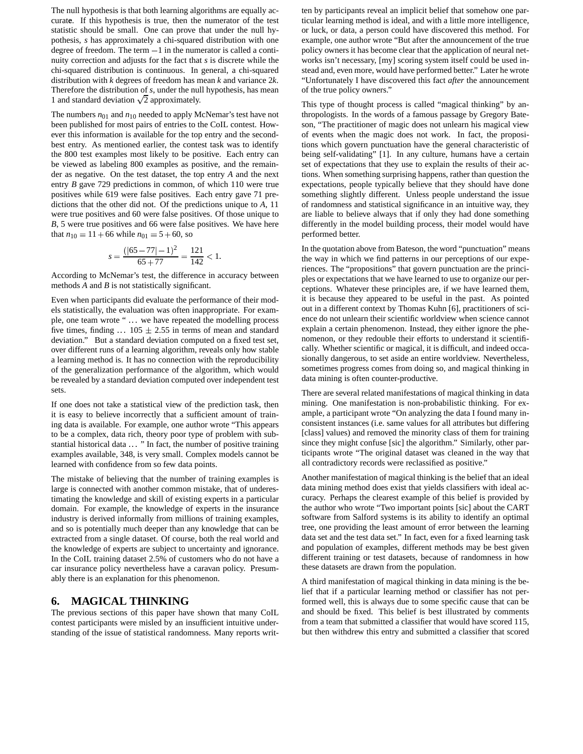The null hypothesis is that both learning algorithms are equally accurate. If this hypothesis is true, then the numerator of the test statistic should be small. One can prove that under the null hypothesis, $s$ has approximately a chi-squared distribution with one degree of freedom. The term $-1$ in the numerator is called a continuity correction and adjusts for the fact that $s$ is discrete while the chi-squared distribution is continuous. In general, a chi-squared distribution with $k$ degrees of freedom has mean $k$ and variance $2k$. Therefore the distribution of $s$, under the null hypothesis, has mean 1 and standard deviation $\sqrt{2}$ approximately.

The numbers $n_{01}$ and $n_{10}$ needed to apply McNemar's test have not been published for most pairs of entries to the CoIL contest. However this information is available for the top entry and the second-best entry. As mentioned earlier, the contest task was to identify the 800 test examples most likely to be positive. Each entry can be viewed as labeling 800 examples as positive, and the remainder as negative. On the test dataset, the top entry $A$ and the next entry $B$ gave 729 predictions in common, of which 110 were true positives while 619 were false positives. Each entry gave 71 predictions that the other did not. Of the predictions unique to $A$, 11 were true positives and 60 were false positives. Of those unique to $B$, 5 were true positives and 66 were false positives. We have here that $n_{10} = 11 + 66$ while $n_{01} = 5 + 60$, so

$$s = \frac{(|65 - 77| - 1)^2}{65 + 77} = \frac{121}{142} < 1.$$

According to McNemar's test, the difference in accuracy between methods $A$ and $B$ is not statistically significant.

Even when participants did evaluate the performance of their models statistically, the evaluation was often inappropriate. For example, one team wrote " ... we have repeated the modelling process five times, finding ... 105 ± 2.55 in terms of mean and standard deviation." But a standard deviation computed on a fixed test set, over different runs of a learning algorithm, reveals only how stable a learning method is. It has no connection with the reproducibility of the generalization performance of the algorithm, which would be revealed by a standard deviation computed over independent test sets.

If one does not take a statistical view of the prediction task, then it is easy to believe incorrectly that a sufficient amount of training data is available. For example, one author wrote "This appears to be a complex, data rich, theory poor type of problem with substantial historical data ... " In fact, the number of positive training examples available, 348, is very small. Complex models cannot be learned with confidence from so few data points.

The mistake of believing that the number of training examples is large is connected with another common mistake, that of underestimating the knowledge and skill of existing experts in a particular domain. For example, the knowledge of experts in the insurance industry is derived informally from millions of training examples, and so is potentially much deeper than any knowledge that can be extracted from a single dataset. Of course, both the real world and the knowledge of experts are subject to uncertainty and ignorance. In the CoIL training dataset 2.5% of customers who do not have a car insurance policy nevertheless have a caravan policy. Presumably there is an explanation for this phenomenon.

## 6. MAGICAL THINKING

The previous sections of this paper have shown that many CoIL contest participants were misled by an insufficient intuitive understanding of the issue of statistical randomness. Many reports written by participants reveal an implicit belief that somehow one particular learning method is ideal, and with a little more intelligence, or luck, or data, a person could have discovered this method. For example, one author wrote "But after the announcement of the true policy owners it has become clear that the application of neural networks isn't necessary, [my] scoring system itself could be used instead and, even more, would have performed better." Later he wrote "Unfortunately I have discovered this fact *after* the announcement of the true policy owners."

This type of thought process is called "magical thinking" by anthropologists. In the words of a famous passage by Gregory Bateson, "The practitioner of magic does not unlearn his magical view of events when the magic does not work. In fact, the propositions which govern punctuation have the general characteristic of being self-validating" [1]. In any culture, humans have a certain set of expectations that they use to explain the results of their actions. When something surprising happens, rather than question the expectations, people typically believe that they should have done something slightly different. Unless people understand the issue of randomness and statistical significance in an intuitive way, they are liable to believe always that if only they had done something differently in the model building process, their model would have performed better.

In the quotation above from Bateson, the word "punctuation" means the way in which we find patterns in our perceptions of our experiences. The "propositions" that govern punctuation are the principles or expectations that we have learned to use to organize our perceptions. Whatever these principles are, if we have learned them, it is because they appeared to be useful in the past. As pointed out in a different context by Thomas Kuhn [6], practitioners of science do not unlearn their scientific worldview when science cannot explain a certain phenomenon. Instead, they either ignore the phenomenon, or they redouble their efforts to understand it scientifically. Whether scientific or magical, it is difficult, and indeed occasionally dangerous, to set aside an entire worldview. Nevertheless, sometimes progress comes from doing so, and magical thinking in data mining is often counter-productive.

There are several related manifestations of magical thinking in data mining. One manifestation is non-probabilistic thinking. For example, a participant wrote "On analyzing the data I found many inconsistent instances (i.e. same values for all attributes but differing [class] values) and removed the minority class of them for training since they might confuse [sic] the algorithm." Similarly, other participants wrote "The original dataset was cleaned in the way that all contradictory records were reclassified as positive."

Another manifestation of magical thinking is the belief that an ideal data mining method does exist that yields classifiers with ideal accuracy. Perhaps the clearest example of this belief is provided by the author who wrote "Two important points [sic] about the CART software from Salford systems is its ability to identify an optimal tree, one providing the least amount of error between the learning data set and the test data set." In fact, even for a fixed learning task and population of examples, different methods may be best given different training or test datasets, because of randomness in how these datasets are drawn from the population.

A third manifestation of magical thinking in data mining is the belief that if a particular learning method or classifier has not performed well, this is always due to some specific cause that can be and should be fixed. This belief is best illustrated by comments from a team that submitted a classifier that would have scored 115, but then withdrew this entry and submitted a classifier that scored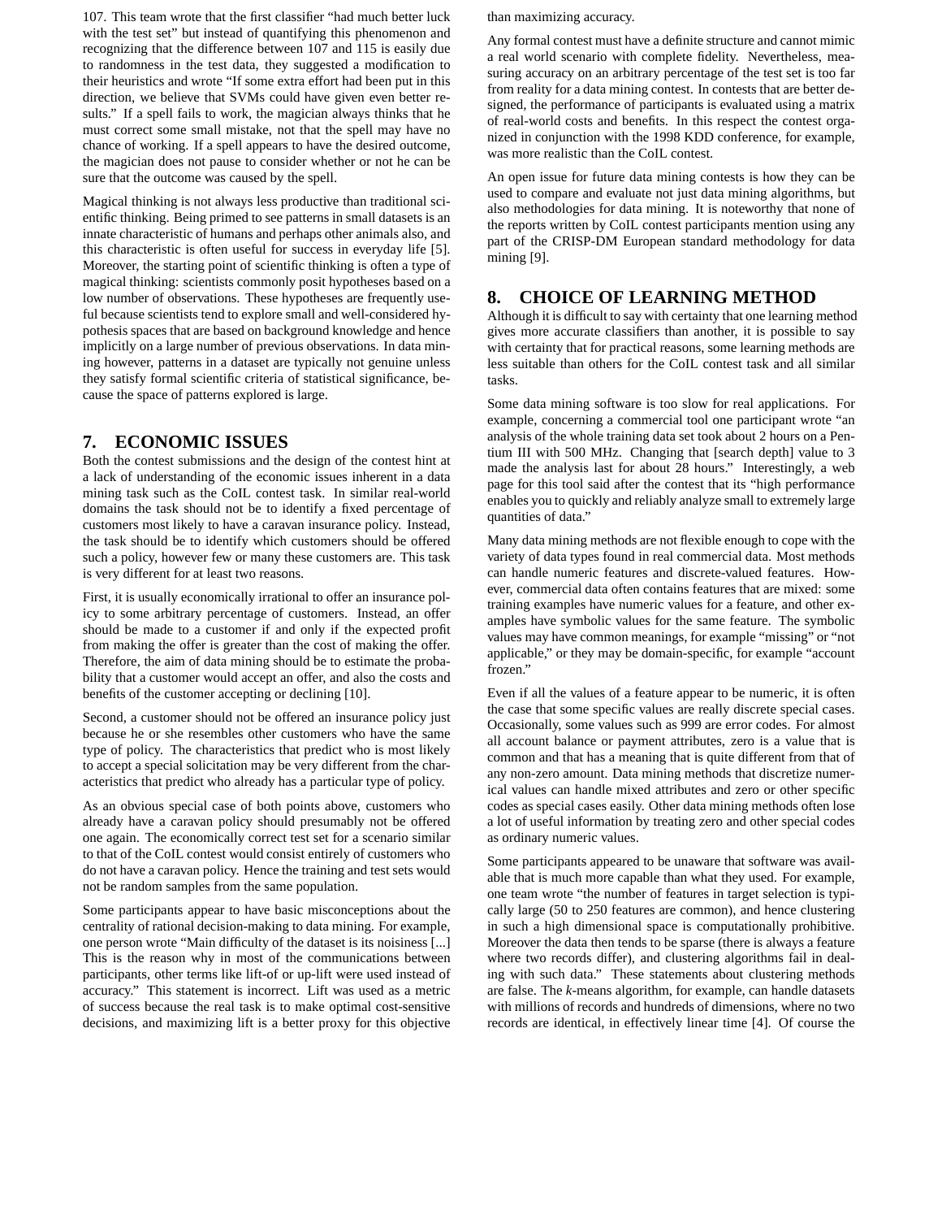107. This team wrote that the first classifier "had much better luck with the test set" but instead of quantifying this phenomenon and recognizing that the difference between 107 and 115 is easily due to randomness in the test data, they suggested a modification to their heuristics and wrote "If some extra effort had been put in this direction, we believe that SVMs could have given even better results." If a spell fails to work, the magician always thinks that he must correct some small mistake, not that the spell may have no chance of working. If a spell appears to have the desired outcome, the magician does not pause to consider whether or not he can be sure that the outcome was caused by the spell.

Magical thinking is not always less productive than traditional scientific thinking. Being primed to see patterns in small datasets is an innate characteristic of humans and perhaps other animals also, and this characteristic is often useful for success in everyday life [5]. Moreover, the starting point of scientific thinking is often a type of magical thinking: scientists commonly posit hypotheses based on a low number of observations. These hypotheses are frequently useful because scientists tend to explore small and well-considered hypothesis spaces that are based on background knowledge and hence implicitly on a large number of previous observations. In data mining however, patterns in a dataset are typically not genuine unless they satisfy formal scientific criteria of statistical significance, because the space of patterns explored is large.

## 7. ECONOMIC ISSUES

Both the contest submissions and the design of the contest hint at a lack of understanding of the economic issues inherent in a data mining task such as the CoIL contest task. In similar real-world domains the task should not be to identify a fixed percentage of customers most likely to have a caravan insurance policy. Instead, the task should be to identify which customers should be offered such a policy, however few or many these customers are. This task is very different for at least two reasons.

First, it is usually economically irrational to offer an insurance policy to some arbitrary percentage of customers. Instead, an offer should be made to a customer if and only if the expected profit from making the offer is greater than the cost of making the offer. Therefore, the aim of data mining should be to estimate the probability that a customer would accept an offer, and also the costs and benefits of the customer accepting or declining [10].

Second, a customer should not be offered an insurance policy just because he or she resembles other customers who have the same type of policy. The characteristics that predict who is most likely to accept a special solicitation may be very different from the characteristics that predict who already has a particular type of policy.

As an obvious special case of both points above, customers who already have a caravan policy should presumably not be offered one again. The economically correct test set for a scenario similar to that of the CoIL contest would consist entirely of customers who do not have a caravan policy. Hence the training and test sets would not be random samples from the same population.

Some participants appear to have basic misconceptions about the centrality of rational decision-making to data mining. For example, one person wrote "Main difficulty of the dataset is its noisiness [...] This is the reason why in most of the communications between participants, other terms like lift-of or up-lift were used instead of accuracy." This statement is incorrect. Lift was used as a metric of success because the real task is to make optimal cost-sensitive decisions, and maximizing lift is a better proxy for this objective than maximizing accuracy.

Any formal contest must have a definite structure and cannot mimic a real world scenario with complete fidelity. Nevertheless, measuring accuracy on an arbitrary percentage of the test set is too far from reality for a data mining contest. In contests that are better designed, the performance of participants is evaluated using a matrix of real-world costs and benefits. In this respect the contest organized in conjunction with the 1998 KDD conference, for example, was more realistic than the CoIL contest.

An open issue for future data mining contests is how they can be used to compare and evaluate not just data mining algorithms, but also methodologies for data mining. It is noteworthy that none of the reports written by CoIL contest participants mention using any part of the CRISP-DM European standard methodology for data mining [9].

## 8. CHOICE OF LEARNING METHOD

Although it is difficult to say with certainty that one learning method gives more accurate classifiers than another, it is possible to say with certainty that for practical reasons, some learning methods are less suitable than others for the CoIL contest task and all similar tasks.

Some data mining software is too slow for real applications. For example, concerning a commercial tool one participant wrote "an analysis of the whole training data set took about 2 hours on a Pentium III with 500 MHz. Changing that [search depth] value to 3 made the analysis last for about 28 hours." Interestingly, a web page for this tool said after the contest that its "high performance enables you to quickly and reliably analyze small to extremely large quantities of data."

Many data mining methods are not flexible enough to cope with the variety of data types found in real commercial data. Most methods can handle numeric features and discrete-valued features. However, commercial data often contains features that are mixed: some training examples have numeric values for a feature, and other examples have symbolic values for the same feature. The symbolic values may have common meanings, for example "missing" or "not applicable," or they may be domain-specific, for example "account frozen."

Even if all the values of a feature appear to be numeric, it is often the case that some specific values are really discrete special cases. Occasionally, some values such as 999 are error codes. For almost all account balance or payment attributes, zero is a value that is common and that has a meaning that is quite different from that of any non-zero amount. Data mining methods that discretize numerical values can handle mixed attributes and zero or other specific codes as special cases easily. Other data mining methods often lose a lot of useful information by treating zero and other special codes as ordinary numeric values.

Some participants appeared to be unaware that software was available that is much more capable than what they used. For example, one team wrote "the number of features in target selection is typically large (50 to 250 features are common), and hence clustering in such a high dimensional space is computationally prohibitive. Moreover the data then tends to be sparse (there is always a feature where two records differ), and clustering algorithms fail in dealing with such data." These statements about clustering methods are false. The *k*-means algorithm, for example, can handle datasets with millions of records and hundreds of dimensions, where no two records are identical, in effectively linear time [4]. Of course the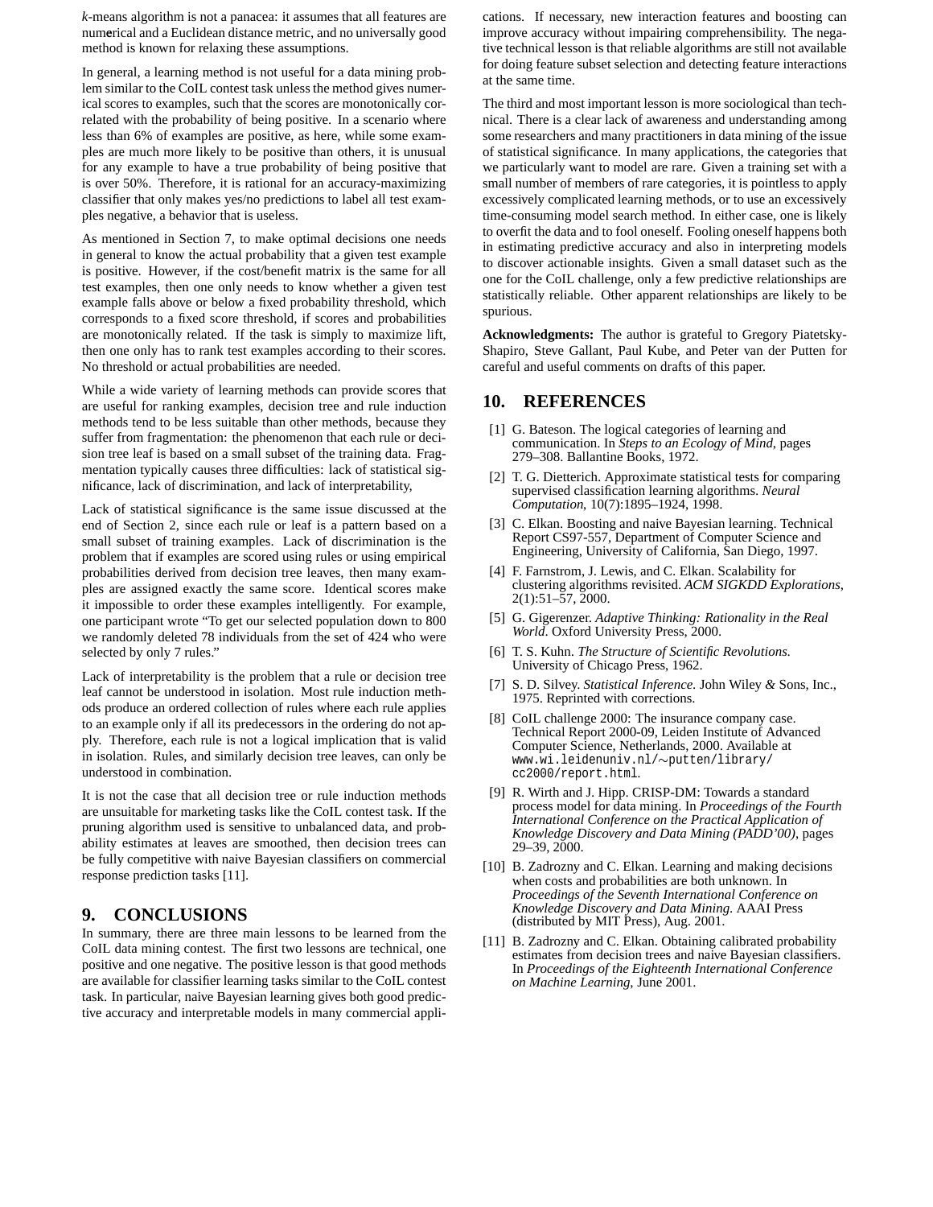*k*-means algorithm is not a panacea: it assumes that all features are numerical and a Euclidean distance metric, and no universally good method is known for relaxing these assumptions.

In general, a learning method is not useful for a data mining problem similar to the CoIL contest task unless the method gives numerical scores to examples, such that the scores are monotonically correlated with the probability of being positive. In a scenario where less than 6% of examples are positive, as here, while some examples are much more likely to be positive than others, it is unusual for any example to have a true probability of being positive that is over 50%. Therefore, it is rational for an accuracy-maximizing classifier that only makes yes/no predictions to label all test examples negative, a behavior that is useless.

As mentioned in Section 7, to make optimal decisions one needs in general to know the actual probability that a given test example is positive. However, if the cost/benefit matrix is the same for all test examples, then one only needs to know whether a given test example falls above or below a fixed probability threshold, which corresponds to a fixed score threshold, if scores and probabilities are monotonically related. If the task is simply to maximize lift, then one only has to rank test examples according to their scores. No threshold or actual probabilities are needed.

While a wide variety of learning methods can provide scores that are useful for ranking examples, decision tree and rule induction methods tend to be less suitable than other methods, because they suffer from fragmentation: the phenomenon that each rule or decision tree leaf is based on a small subset of the training data. Fragmentation typically causes three difficulties: lack of statistical significance, lack of discrimination, and lack of interpretability,

Lack of statistical significance is the same issue discussed at the end of Section 2, since each rule or leaf is a pattern based on a small subset of training examples. Lack of discrimination is the problem that if examples are scored using rules or using empirical probabilities derived from decision tree leaves, then many examples are assigned exactly the same score. Identical scores make it impossible to order these examples intelligently. For example, one participant wrote "To get our selected population down to 800 we randomly deleted 78 individuals from the set of 424 who were selected by only 7 rules."

Lack of interpretability is the problem that a rule or decision tree leaf cannot be understood in isolation. Most rule induction methods produce an ordered collection of rules where each rule applies to an example only if all its predecessors in the ordering do not apply. Therefore, each rule is not a logical implication that is valid in isolation. Rules, and similarly decision tree leaves, can only be understood in combination.

It is not the case that all decision tree or rule induction methods are unsuitable for marketing tasks like the CoIL contest task. If the pruning algorithm used is sensitive to unbalanced data, and probability estimates at leaves are smoothed, then decision trees can be fully competitive with naive Bayesian classifiers on commercial response prediction tasks [11].

## 9. CONCLUSIONS

In summary, there are three main lessons to be learned from the CoIL data mining contest. The first two lessons are technical, one positive and one negative. The positive lesson is that good methods are available for classifier learning tasks similar to the CoIL contest task. In particular, naive Bayesian learning gives both good predictive accuracy and interpretable models in many commercial applications. If necessary, new interaction features and boosting can improve accuracy without impairing comprehensibility. The negative technical lesson is that reliable algorithms are still not available for doing feature subset selection and detecting feature interactions at the same time.

The third and most important lesson is more sociological than technical. There is a clear lack of awareness and understanding among some researchers and many practitioners in data mining of the issue of statistical significance. In many applications, the categories that we particularly want to model are rare. Given a training set with a small number of members of rare categories, it is pointless to apply excessively complicated learning methods, or to use an excessively time-consuming model search method. In either case, one is likely to overfit the data and to fool oneself. Fooling oneself happens both in estimating predictive accuracy and also in interpreting models to discover actionable insights. Given a small dataset such as the one for the CoIL challenge, only a few predictive relationships are statistically reliable. Other apparent relationships are likely to be spurious.

**Acknowledgments:** The author is grateful to Gregory Piatetsky-Shapiro, Steve Gallant, Paul Kube, and Peter van der Putten for careful and useful comments on drafts of this paper.

## 10. REFERENCES

[1] G. Bateson. The logical categories of learning and communication. In *Steps to an Ecology of Mind*, pages 279–308. Ballantine Books, 1972.

[2] T. G. Dietterich. Approximate statistical tests for comparing supervised classification learning algorithms. *Neural Computation*, 10(7):1895–1924, 1998.

[3] C. Elkan. Boosting and naive Bayesian learning. Technical Report CS97-557, Department of Computer Science and Engineering, University of California, San Diego, 1997.

[4] F. Farnstrom, J. Lewis, and C. Elkan. Scalability for clustering algorithms revisited. *ACM SIGKDD Explorations*, 2(1):51–57, 2000.

[5] G. Gigerenzer. *Adaptive Thinking: Rationality in the Real World*. Oxford University Press, 2000.

[6] T. S. Kuhn. *The Structure of Scientific Revolutions*. University of Chicago Press, 1962.

[7] S. D. Silvey. *Statistical Inference*. John Wiley & Sons, Inc., 1975. Reprinted with corrections.

[8] CoIL challenge 2000: The insurance company case. Technical Report 2000-09, Leiden Institute of Advanced Computer Science, Netherlands, 2000. Available at `www.wi.leidenuniv.nl/~putten/library/cc2000/report.html`.

[9] R. Wirth and J. Hipp. CRISP-DM: Towards a standard process model for data mining. In *Proceedings of the Fourth International Conference on the Practical Application of Knowledge Discovery and Data Mining (PADD'00)*, pages 29–39, 2000.

[10] B. Zadrozny and C. Elkan. Learning and making decisions when costs and probabilities are both unknown. In *Proceedings of the Seventh International Conference on Knowledge Discovery and Data Mining*. AAAI Press (distributed by MIT Press), Aug. 2001.

[11] B. Zadrozny and C. Elkan. Obtaining calibrated probability estimates from decision trees and naive Bayesian classifiers. In *Proceedings of the Eighteenth International Conference on Machine Learning*, June 2001.